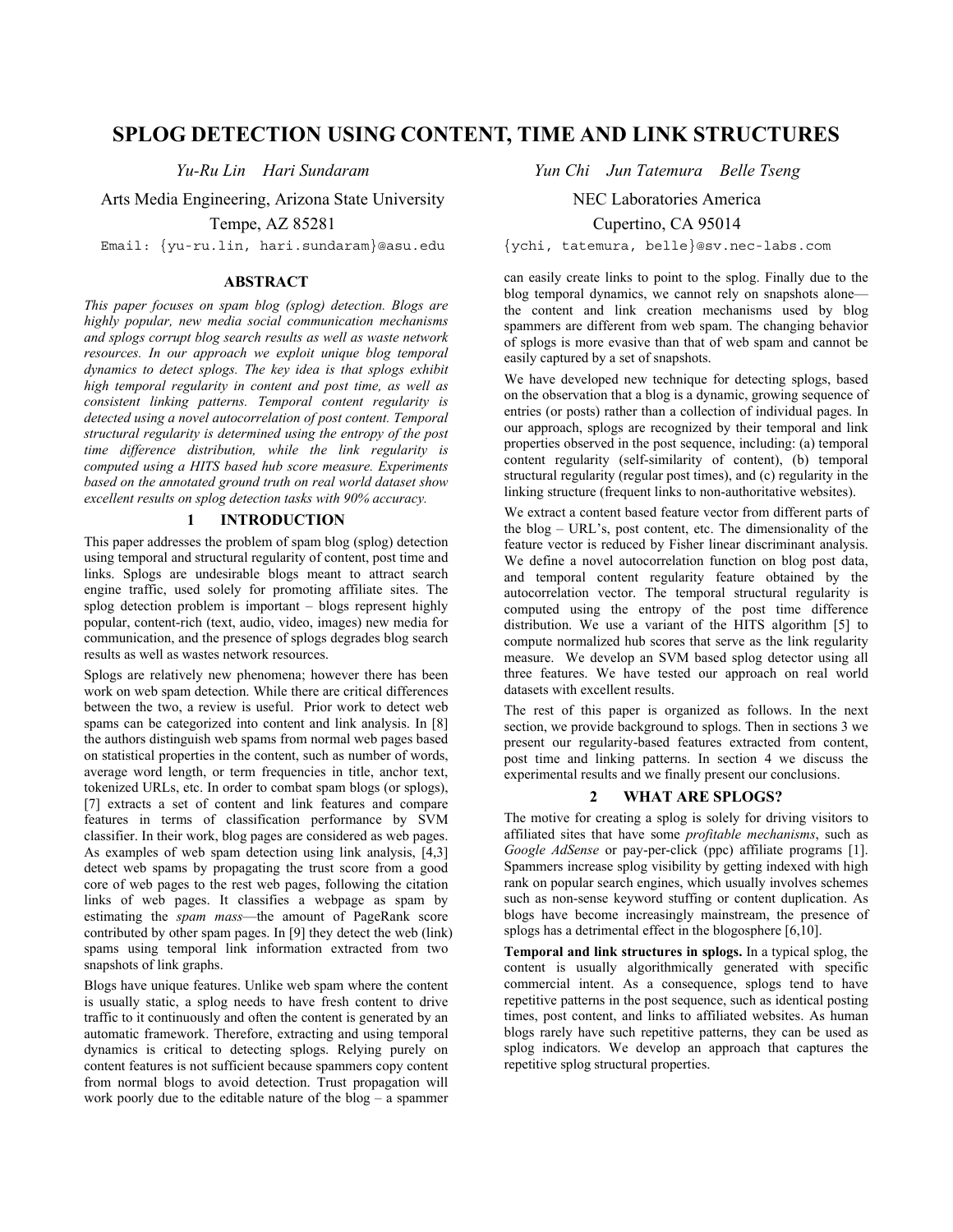# SPLOG DETECTION USING CONTENT, TIME AND LINK STRUCTURES

*Yu-Ru Lin  Hari Sundaram*

Arts Media Engineering, Arizona State University
Tempe, AZ 85281
Email: {yu-ru.lin, hari.sundaram}@asu.edu

*Yun Chi  Jun Tatemura  Belle Tseng*

NEC Laboratories America
Cupertino, CA 95014
{ychi, tatemura, belle}@sv.nec-labs.com

## ABSTRACT

*This paper focuses on spam blog (splog) detection. Blogs are highly popular, new media social communication mechanisms and splogs corrupt blog search results as well as waste network resources. In our approach we exploit unique blog temporal dynamics to detect splogs. The key idea is that splogs exhibit high temporal regularity in content and post time, as well as consistent linking patterns. Temporal content regularity is detected using a novel autocorrelation of post content. Temporal structural regularity is determined using the entropy of the post time difference distribution, while the link regularity is computed using a HITS based hub score measure. Experiments based on the annotated ground truth on real world dataset show excellent results on splog detection tasks with 90% accuracy.*

## 1 INTRODUCTION

This paper addresses the problem of spam blog (splog) detection using temporal and structural regularity of content, post time and links. Splogs are undesirable blogs meant to attract search engine traffic, used solely for promoting affiliate sites. The splog detection problem is important – blogs represent highly popular, content-rich (text, audio, video, images) new media for communication, and the presence of splogs degrades blog search results as well as wastes network resources.

Splogs are relatively new phenomena; however there has been work on web spam detection. While there are critical differences between the two, a review is useful. Prior work to detect web spams can be categorized into content and link analysis. In [8] the authors distinguish web spams from normal web pages based on statistical properties in the content, such as number of words, average word length, or term frequencies in title, anchor text, tokenized URLs, etc. In order to combat spam blogs (or splogs), [7] extracts a set of content and link features and compare features in terms of classification performance by SVM classifier. In their work, blog pages are considered as web pages. As examples of web spam detection using link analysis, [4,3] detect web spams by propagating the trust score from a good core of web pages to the rest web pages, following the citation links of web pages. It classifies a webpage as spam by estimating the *spam mass*—the amount of PageRank score contributed by other spam pages. In [9] they detect the web (link) spams using temporal link information extracted from two snapshots of link graphs.

Blogs have unique features. Unlike web spam where the content is usually static, a splog needs to have fresh content to drive traffic to it continuously and often the content is generated by an automatic framework. Therefore, extracting and using temporal dynamics is critical to detecting splogs. Relying purely on content features is not sufficient because spammers copy content from normal blogs to avoid detection. Trust propagation will work poorly due to the editable nature of the blog – a spammer can easily create links to point to the splog. Finally due to the blog temporal dynamics, we cannot rely on snapshots alone—the content and link creation mechanisms used by blog spammers are different from web spam. The changing behavior of splogs is more evasive than that of web spam and cannot be easily captured by a set of snapshots.

We have developed new technique for detecting splogs, based on the observation that a blog is a dynamic, growing sequence of entries (or posts) rather than a collection of individual pages. In our approach, splogs are recognized by their temporal and link properties observed in the post sequence, including: (a) temporal content regularity (self-similarity of content), (b) temporal structural regularity (regular post times), and (c) regularity in the linking structure (frequent links to non-authoritative websites).

We extract a content based feature vector from different parts of the blog – URL's, post content, etc. The dimensionality of the feature vector is reduced by Fisher linear discriminant analysis. We define a novel autocorrelation function on blog post data, and temporal content regularity feature obtained by the autocorrelation vector. The temporal structural regularity is computed using the entropy of the post time difference distribution. We use a variant of the HITS algorithm [5] to compute normalized hub scores that serve as the link regularity measure. We develop an SVM based splog detector using all three features. We have tested our approach on real world datasets with excellent results.

The rest of this paper is organized as follows. In the next section, we provide background to splogs. Then in sections 3 we present our regularity-based features extracted from content, post time and linking patterns. In section 4 we discuss the experimental results and we finally present our conclusions.

## 2 WHAT ARE SPLOGS?

The motive for creating a splog is solely for driving visitors to affiliated sites that have some *profitable mechanisms*, such as *Google AdSense* or pay-per-click (ppc) affiliate programs [1]. Spammers increase splog visibility by getting indexed with high rank on popular search engines, which usually involves schemes such as non-sense keyword stuffing or content duplication. As blogs have become increasingly mainstream, the presence of splogs has a detrimental effect in the blogosphere [6,10].

**Temporal and link structures in splogs.** In a typical splog, the content is usually algorithmically generated with specific commercial intent. As a consequence, splogs tend to have repetitive patterns in the post sequence, such as identical posting times, post content, and links to affiliated websites. As human blogs rarely have such repetitive patterns, they can be used as splog indicators. We develop an approach that captures the repetitive splog structural properties.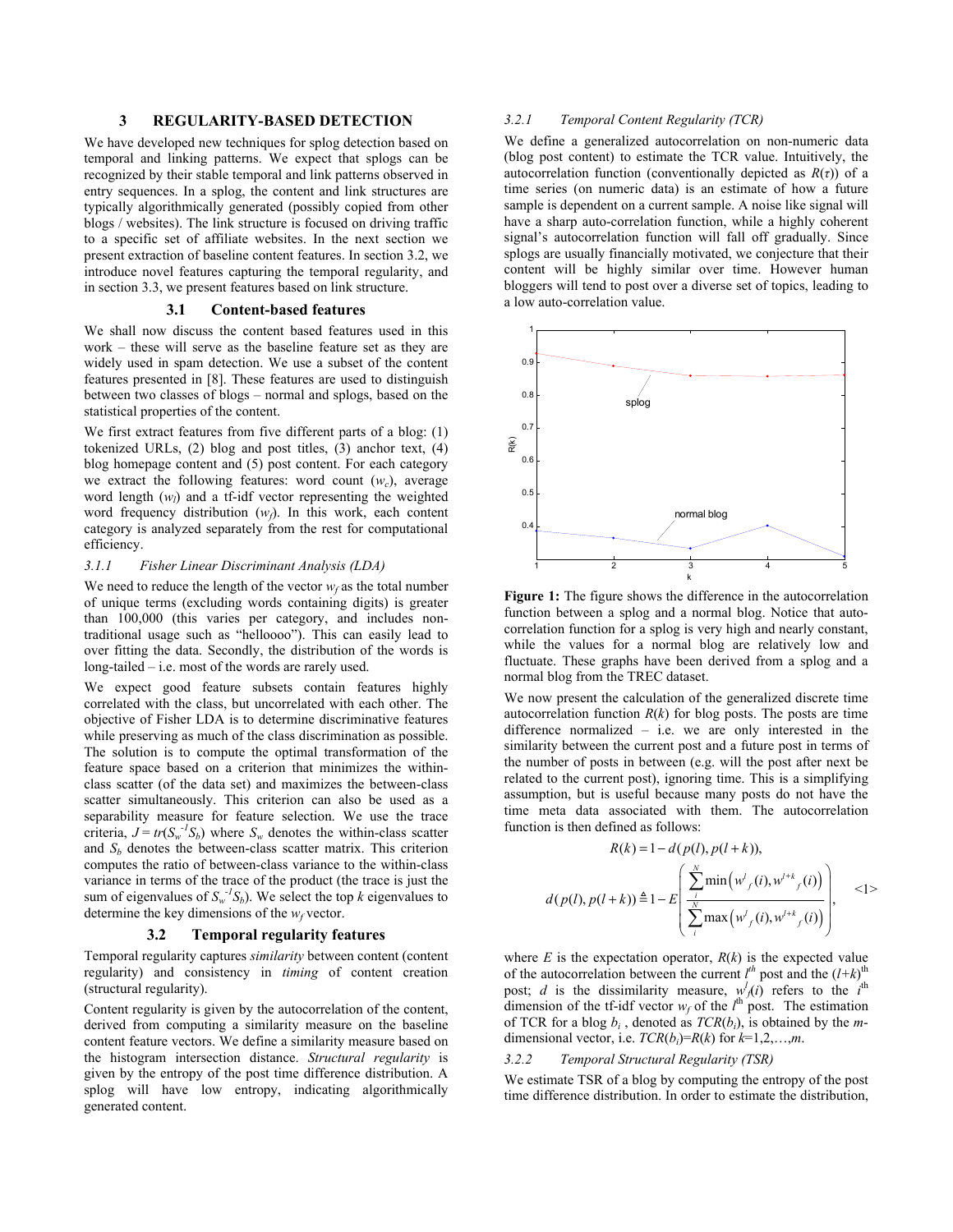## 3 REGULARITY-BASED DETECTION

We have developed new techniques for splog detection based on temporal and linking patterns. We expect that splogs can be recognized by their stable temporal and link patterns observed in entry sequences. In a splog, the content and link structures are typically algorithmically generated (possibly copied from other blogs / websites). The link structure is focused on driving traffic to a specific set of affiliate websites. In the next section we present extraction of baseline content features. In section 3.2, we introduce novel features capturing the temporal regularity, and in section 3.3, we present features based on link structure.

### 3.1 Content-based features

We shall now discuss the content based features used in this work – these will serve as the baseline feature set as they are widely used in spam detection. We use a subset of the content features presented in [8]. These features are used to distinguish between two classes of blogs – normal and splogs, based on the statistical properties of the content.

We first extract features from five different parts of a blog: (1) tokenized URLs, (2) blog and post titles, (3) anchor text, (4) blog homepage content and (5) post content. For each category we extract the following features: word count ($w_c$), average word length ($w_l$) and a tf-idf vector representing the weighted word frequency distribution ($w_f$). In this work, each content category is analyzed separately from the rest for computational efficiency.

#### 3.1.1 Fisher Linear Discriminant Analysis (LDA)

We need to reduce the length of the vector $w_f$ as the total number of unique terms (excluding words containing digits) is greater than 100,000 (this varies per category, and includes non-traditional usage such as "helloooo"). This can easily lead to over fitting the data. Secondly, the distribution of the words is long-tailed – i.e. most of the words are rarely used.

We expect good feature subsets contain features highly correlated with the class, but uncorrelated with each other. The objective of Fisher LDA is to determine discriminative features while preserving as much of the class discrimination as possible. The solution is to compute the optimal transformation of the feature space based on a criterion that minimizes the within-class scatter (of the data set) and maximizes the between-class scatter simultaneously. This criterion can also be used as a separability measure for feature selection. We use the trace criteria, $J = tr(S_w^{-1}S_b)$ where $S_w$ denotes the within-class scatter and $S_b$ denotes the between-class scatter matrix. This criterion computes the ratio of between-class variance to the within-class variance in terms of the trace of the product (the trace is just the sum of eigenvalues of $S_w^{-1}S_b$). We select the top $k$ eigenvalues to determine the key dimensions of the $w_f$ vector.

### 3.2 Temporal regularity features

Temporal regularity captures *similarity* between content (content regularity) and consistency in *timing* of content creation (structural regularity).

Content regularity is given by the autocorrelation of the content, derived from computing a similarity measure on the baseline content feature vectors. We define a similarity measure based on the histogram intersection distance. *Structural regularity* is given by the entropy of the post time difference distribution. A splog will have low entropy, indicating algorithmically generated content.

#### 3.2.1 Temporal Content Regularity (TCR)

We define a generalized autocorrelation on non-numeric data (blog post content) to estimate the TCR value. Intuitively, the autocorrelation function (conventionally depicted as $R(\tau)$) of a time series (on numeric data) is an estimate of how a future sample is dependent on a current sample. A noise like signal will have a sharp auto-correlation function, while a highly coherent signal's autocorrelation function will fall off gradually. Since splogs are usually financially motivated, we conjecture that their content will be highly similar over time. However human bloggers will tend to post over a diverse set of topics, leading to a low auto-correlation value.

**Figure 1:** The figure shows the difference in the autocorrelation function between a splog and a normal blog. Notice that auto-correlation function for a splog is very high and nearly constant, while the values for a normal blog are relatively low and fluctuate. These graphs have been derived from a splog and a normal blog from the TREC dataset.

We now present the calculation of the generalized discrete time autocorrelation function $R(k)$ for blog posts. The posts are time difference normalized – i.e. we are only interested in the similarity between the current post and a future post in terms of the number of posts in between (e.g. will the post after next be related to the current post), ignoring time. This is a simplifying assumption, but is useful because many posts do not have the time meta data associated with them. The autocorrelation function is then defined as follows:

$$R(k) = 1 - d(p(l), p(l+k)),$$

$$d(p(l), p(l+k)) \triangleq 1 - E\left( \frac{\sum_i^N \min\left(w^l_f(i), w^{l+k}_f(i)\right)}{\sum_i^N \max\left(w^l_f(i), w^{l+k}_f(i)\right)} \right), \quad <1>$$

where $E$ is the expectation operator, $R(k)$ is the expected value of the autocorrelation between the current $l^{th}$ post and the $(l+k)^{th}$ post; $d$ is the dissimilarity measure, $w^l_f(i)$ refers to the $i^{th}$ dimension of the tf-idf vector $w_f$ of the $l^{th}$ post. The estimation of TCR for a blog $b_i$, denoted as $TCR(b_i)$, is obtained by the $m$-dimensional vector, i.e. $TCR(b_i)=R(k)$ for $k=1,2,\ldots,m$.

#### 3.2.2 Temporal Structural Regularity (TSR)

We estimate TSR of a blog by computing the entropy of the post time difference distribution. In order to estimate the distribution,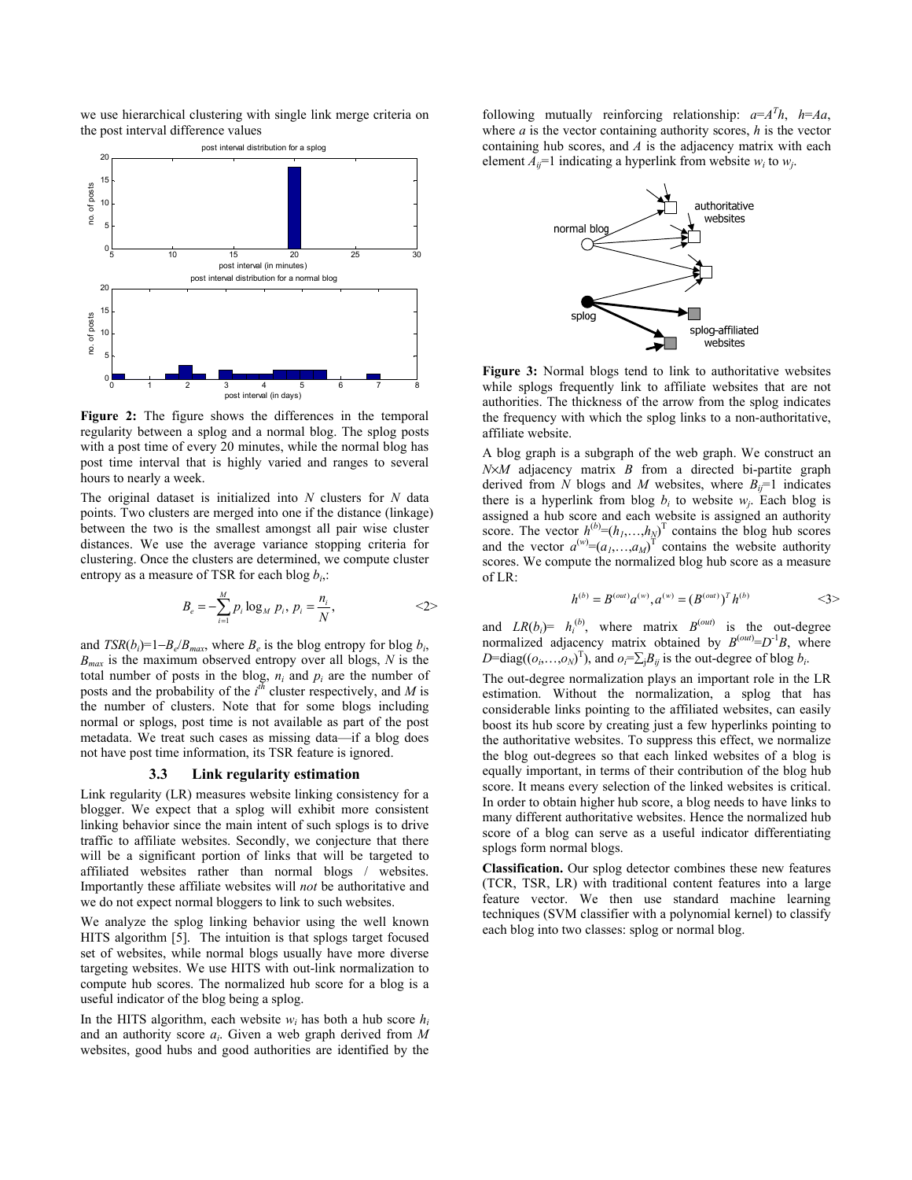we use hierarchical clustering with single link merge criteria on the post interval difference values

**Figure 2:** The figure shows the differences in the temporal regularity between a splog and a normal blog. The splog posts with a post time of every 20 minutes, while the normal blog has post time interval that is highly varied and ranges to several hours to nearly a week.

The original dataset is initialized into $N$ clusters for $N$ data points. Two clusters are merged into one if the distance (linkage) between the two is the smallest amongst all pair wise cluster distances. We use the average variance stopping criteria for clustering. Once the clusters are determined, we compute cluster entropy as a measure of TSR for each blog $b_i$:

$$B_e = -\sum_{i=1}^{M} p_i \log_M p_i, \; p_i = \frac{n_i}{N}, \qquad \text{<2>}$$

and $TSR(b_i)=1-B_e/B_{max}$, where $B_e$ is the blog entropy for blog $b_i$, $B_{max}$ is the maximum observed entropy over all blogs, $N$ is the total number of posts in the blog, $n_i$ and $p_i$ are the number of posts and the probability of the $i^{th}$ cluster respectively, and $M$ is the number of clusters. Note that for some blogs including normal or splogs, post time is not available as part of the post metadata. We treat such cases as missing data—if a blog does not have post time information, its TSR feature is ignored.

### 3.3 Link regularity estimation

Link regularity (LR) measures website linking consistency for a blogger. We expect that a splog will exhibit more consistent linking behavior since the main intent of such splogs is to drive traffic to affiliate websites. Secondly, we conjecture that there will be a significant portion of links that will be targeted to affiliated websites rather than normal blogs / websites. Importantly these affiliate websites will *not* be authoritative and we do not expect normal bloggers to link to such websites.

We analyze the splog linking behavior using the well known HITS algorithm [5]. The intuition is that splogs target focused set of websites, while normal blogs usually have more diverse targeting websites. We use HITS with out-link normalization to compute hub scores. The normalized hub score for a blog is a useful indicator of the blog being a splog.

In the HITS algorithm, each website $w_i$ has both a hub score $h_i$ and an authority score $a_i$. Given a web graph derived from $M$ websites, good hubs and good authorities are identified by the following mutually reinforcing relationship: $a=A^T h$, $h=Aa$, where $a$ is the vector containing authority scores, $h$ is the vector containing hub scores, and $A$ is the adjacency matrix with each element $A_{ij}=1$ indicating a hyperlink from website $w_i$ to $w_j$.

**Figure 3:** Normal blogs tend to link to authoritative websites while splogs frequently link to affiliate websites that are not authorities. The thickness of the arrow from the splog indicates the frequency with which the splog links to a non-authoritative, affiliate website.

A blog graph is a subgraph of the web graph. We construct an $N \times M$ adjacency matrix $B$ from a directed bi-partite graph derived from $N$ blogs and $M$ websites, where $B_{ij}=1$ indicates there is a hyperlink from blog $b_i$ to website $w_j$. Each blog is assigned a hub score and each website is assigned an authority score. The vector $h^{(b)}=(h_1,\ldots,h_N)^T$ contains the blog hub scores and the vector $a^{(w)}=(a_1,\ldots,a_M)^T$ contains the website authority scores. We compute the normalized blog hub score as a measure of LR:

$$h^{(b)} = B^{(out)} a^{(w)}, a^{(w)} = (B^{(out)})^T h^{(b)} \qquad \text{<3>}$$

and $LR(b_i)= h_i^{(b)}$, where matrix $B^{(out)}$ is the out-degree normalized adjacency matrix obtained by $B^{(out)}=D^{-1}B$, where $D=\text{diag}((o_i,\ldots,o_N)^T)$, and $o_i=\sum_j B_{ij}$ is the out-degree of blog $b_i$.

The out-degree normalization plays an important role in the LR estimation. Without the normalization, a splog that has considerable links pointing to the affiliated websites, can easily boost its hub score by creating just a few hyperlinks pointing to the authoritative websites. To suppress this effect, we normalize the blog out-degrees so that each linked websites of a blog is equally important, in terms of their contribution of the blog hub score. It means every selection of the linked websites is critical. In order to obtain higher hub score, a blog needs to have links to many different authoritative websites. Hence the normalized hub score of a blog can serve as a useful indicator differentiating splogs form normal blogs.

**Classification.** Our splog detector combines these new features (TCR, TSR, LR) with traditional content features into a large feature vector. We then use standard machine learning techniques (SVM classifier with a polynomial kernel) to classify each blog into two classes: splog or normal blog.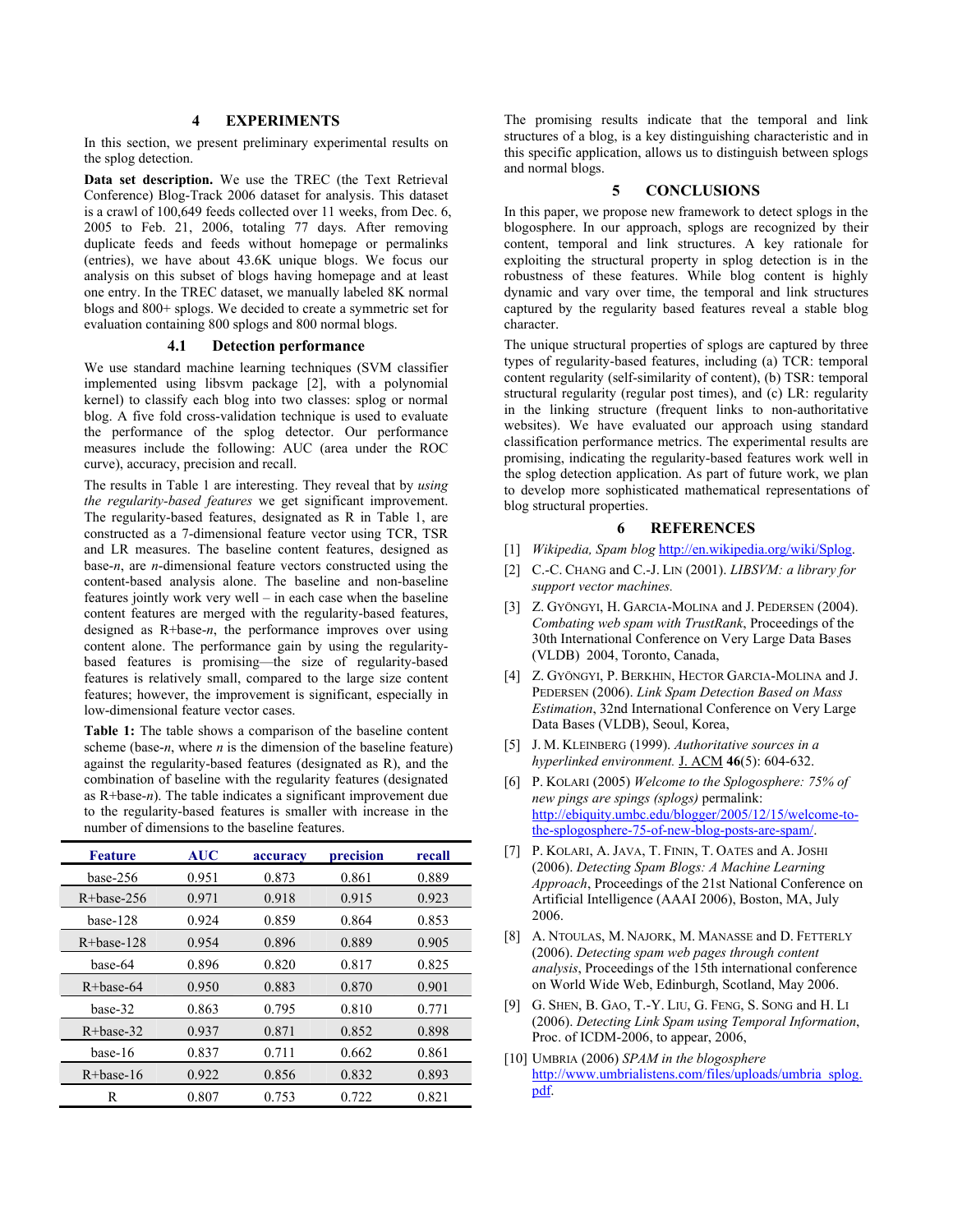## 4 EXPERIMENTS

In this section, we present preliminary experimental results on the splog detection.

**Data set description.** We use the TREC (the Text Retrieval Conference) Blog-Track 2006 dataset for analysis. This dataset is a crawl of 100,649 feeds collected over 11 weeks, from Dec. 6, 2005 to Feb. 21, 2006, totaling 77 days. After removing duplicate feeds and feeds without homepage or permalinks (entries), we have about 43.6K unique blogs. We focus our analysis on this subset of blogs having homepage and at least one entry. In the TREC dataset, we manually labeled 8K normal blogs and 800+ splogs. We decided to create a symmetric set for evaluation containing 800 splogs and 800 normal blogs.

### 4.1 Detection performance

We use standard machine learning techniques (SVM classifier implemented using libsvm package [2], with a polynomial kernel) to classify each blog into two classes: splog or normal blog. A five fold cross-validation technique is used to evaluate the performance of the splog detector. Our performance measures include the following: AUC (area under the ROC curve), accuracy, precision and recall.

The results in Table 1 are interesting. They reveal that by *using the regularity-based features* we get significant improvement. The regularity-based features, designated as R in Table 1, are constructed as a 7-dimensional feature vector using TCR, TSR and LR measures. The baseline content features, designed as base-*n*, are *n*-dimensional feature vectors constructed using the content-based analysis alone. The baseline and non-baseline features jointly work very well – in each case when the baseline content features are merged with the regularity-based features, designed as R+base-*n*, the performance improves over using content alone. The performance gain by using the regularity-based features is promising—the size of regularity-based features is relatively small, compared to the large size content features; however, the improvement is significant, especially in low-dimensional feature vector cases.

**Table 1:** The table shows a comparison of the baseline content scheme (base-*n*, where *n* is the dimension of the baseline feature) against the regularity-based features (designated as R), and the combination of baseline with the regularity features (designated as R+base-*n*). The table indicates a significant improvement due to the regularity-based features is smaller with increase in the number of dimensions to the baseline features.

| Feature | AUC | accuracy | precision | recall |
|---|---|---|---|---|
| base-256 | 0.951 | 0.873 | 0.861 | 0.889 |
| R+base-256 | 0.971 | 0.918 | 0.915 | 0.923 |
| base-128 | 0.924 | 0.859 | 0.864 | 0.853 |
| R+base-128 | 0.954 | 0.896 | 0.889 | 0.905 |
| base-64 | 0.896 | 0.820 | 0.817 | 0.825 |
| R+base-64 | 0.950 | 0.883 | 0.870 | 0.901 |
| base-32 | 0.863 | 0.795 | 0.810 | 0.771 |
| R+base-32 | 0.937 | 0.871 | 0.852 | 0.898 |
| base-16 | 0.837 | 0.711 | 0.662 | 0.861 |
| R+base-16 | 0.922 | 0.856 | 0.832 | 0.893 |
| R | 0.807 | 0.753 | 0.722 | 0.821 |

The promising results indicate that the temporal and link structures of a blog, is a key distinguishing characteristic and in this specific application, allows us to distinguish between splogs and normal blogs.

## 5 CONCLUSIONS

In this paper, we propose new framework to detect splogs in the blogosphere. In our approach, splogs are recognized by their content, temporal and link structures. A key rationale for exploiting the structural property in splog detection is in the robustness of these features. While blog content is highly dynamic and vary over time, the temporal and link structures captured by the regularity based features reveal a stable blog character.

The unique structural properties of splogs are captured by three types of regularity-based features, including (a) TCR: temporal content regularity (self-similarity of content), (b) TSR: temporal structural regularity (regular post times), and (c) LR: regularity in the linking structure (frequent links to non-authoritative websites). We have evaluated our approach using standard classification performance metrics. The experimental results are promising, indicating the regularity-based features work well in the splog detection application. As part of future work, we plan to develop more sophisticated mathematical representations of blog structural properties.

## 6 REFERENCES

[1] *Wikipedia, Spam blog* http://en.wikipedia.org/wiki/Splog.

[2] C.-C. CHANG and C.-J. LIN (2001). *LIBSVM: a library for support vector machines.*

[3] Z. GYÖNGYI, H. GARCIA-MOLINA and J. PEDERSEN (2004). *Combating web spam with TrustRank*, Proceedings of the 30th International Conference on Very Large Data Bases (VLDB) 2004, Toronto, Canada,

[4] Z. GYÖNGYI, P. BERKHIN, HECTOR GARCIA-MOLINA and J. PEDERSEN (2006). *Link Spam Detection Based on Mass Estimation*, 32nd International Conference on Very Large Data Bases (VLDB), Seoul, Korea,

[5] J. M. KLEINBERG (1999). *Authoritative sources in a hyperlinked environment.* J. ACM **46**(5): 604-632.

[6] P. KOLARI (2005) *Welcome to the Splogosphere: 75% of new pings are spings (splogs)* permalink: http://ebiquity.umbc.edu/blogger/2005/12/15/welcome-to-the-splogosphere-75-of-new-blog-posts-are-spam/.

[7] P. KOLARI, A. JAVA, T. FININ, T. OATES and A. JOSHI (2006). *Detecting Spam Blogs: A Machine Learning Approach*, Proceedings of the 21st National Conference on Artificial Intelligence (AAAI 2006), Boston, MA, July 2006.

[8] A. NTOULAS, M. NAJORK, M. MANASSE and D. FETTERLY (2006). *Detecting spam web pages through content analysis*, Proceedings of the 15th international conference on World Wide Web, Edinburgh, Scotland, May 2006.

[9] G. SHEN, B. GAO, T.-Y. LIU, G. FENG, S. SONG and H. LI (2006). *Detecting Link Spam using Temporal Information*, Proc. of ICDM-2006, to appear, 2006,

[10] UMBRIA (2006) *SPAM in the blogosphere* http://www.umbrialistens.com/files/uploads/umbria_splog.pdf.